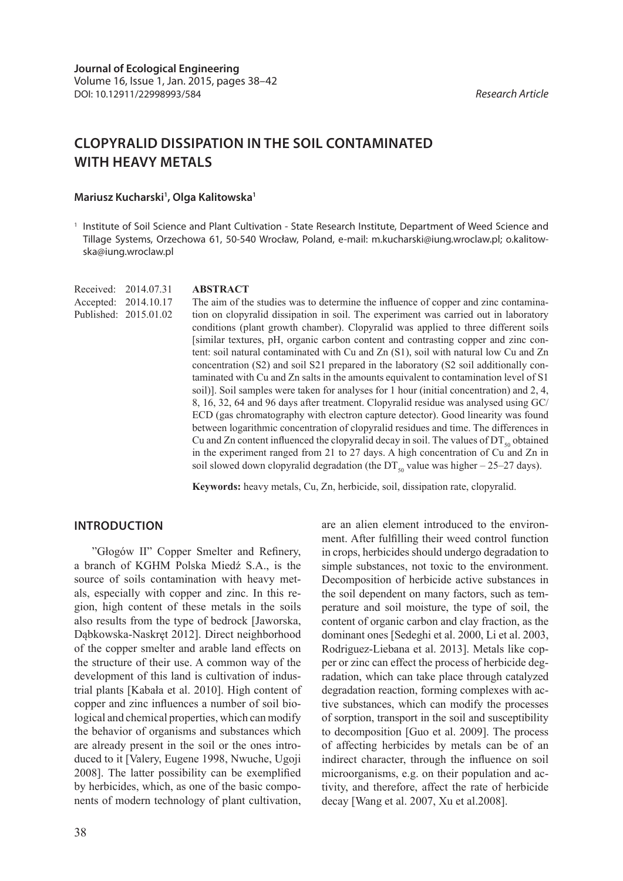Journal of Ecological Engineering
Volume 16, Issue 1, Jan. 2015, pages 38–42
DOI: 10.12911/22998993/584

*Research Article*

# CLOPYRALID DISSIPATION IN THE SOIL CONTAMINATED WITH HEAVY METALS

**Mariusz Kucharski[1], Olga Kalitowska[1]**

[1] Institute of Soil Science and Plant Cultivation - State Research Institute, Department of Weed Science and Tillage Systems, Orzechowa 61, 50-540 Wrocław, Poland, e-mail: m.kucharski@iung.wroclaw.pl; o.kalitowska@iung.wroclaw.pl

Received: 2014.07.31
Accepted: 2014.10.17
Published: 2015.01.02

**ABSTRACT**

The aim of the studies was to determine the influence of copper and zinc contamination on clopyralid dissipation in soil. The experiment was carried out in laboratory conditions (plant growth chamber). Clopyralid was applied to three different soils [similar textures, pH, organic carbon content and contrasting copper and zinc content: soil natural contaminated with Cu and Zn (S1), soil with natural low Cu and Zn concentration (S2) and soil S21 prepared in the laboratory (S2 soil additionally contaminated with Cu and Zn salts in the amounts equivalent to contamination level of S1 soil)]. Soil samples were taken for analyses for 1 hour (initial concentration) and 2, 4, 8, 16, 32, 64 and 96 days after treatment. Clopyralid residue was analysed using GC/ECD (gas chromatography with electron capture detector). Good linearity was found between logarithmic concentration of clopyralid residues and time. The differences in Cu and Zn content influenced the clopyralid decay in soil. The values of $DT_{50}$ obtained in the experiment ranged from 21 to 27 days. A high concentration of Cu and Zn in soil slowed down clopyralid degradation (the $DT_{50}$ value was higher – 25–27 days).

**Keywords:** heavy metals, Cu, Zn, herbicide, soil, dissipation rate, clopyralid.

## INTRODUCTION

"Głogów II" Copper Smelter and Refinery, a branch of KGHM Polska Miedź S.A., is the source of soils contamination with heavy metals, especially with copper and zinc. In this region, high content of these metals in the soils also results from the type of bedrock [Jaworska, Dąbkowska-Naskręt 2012]. Direct neighborhood of the copper smelter and arable land effects on the structure of their use. A common way of the development of this land is cultivation of industrial plants [Kabała et al. 2010]. High content of copper and zinc influences a number of soil biological and chemical properties, which can modify the behavior of organisms and substances which are already present in the soil or the ones introduced to it [Valery, Eugene 1998, Nwuche, Ugoji 2008]. The latter possibility can be exemplified by herbicides, which, as one of the basic components of modern technology of plant cultivation, are an alien element introduced to the environment. After fulfilling their weed control function in crops, herbicides should undergo degradation to simple substances, not toxic to the environment. Decomposition of herbicide active substances in the soil dependent on many factors, such as temperature and soil moisture, the type of soil, the content of organic carbon and clay fraction, as the dominant ones [Sedeghi et al. 2000, Li et al. 2003, Rodriguez-Liebana et al. 2013]. Metals like copper or zinc can effect the process of herbicide degradation, which can take place through catalyzed degradation reaction, forming complexes with active substances, which can modify the processes of sorption, transport in the soil and susceptibility to decomposition [Guo et al. 2009]. The process of affecting herbicides by metals can be of an indirect character, through the influence on soil microorganisms, e.g. on their population and activity, and therefore, affect the rate of herbicide decay [Wang et al. 2007, Xu et al.2008].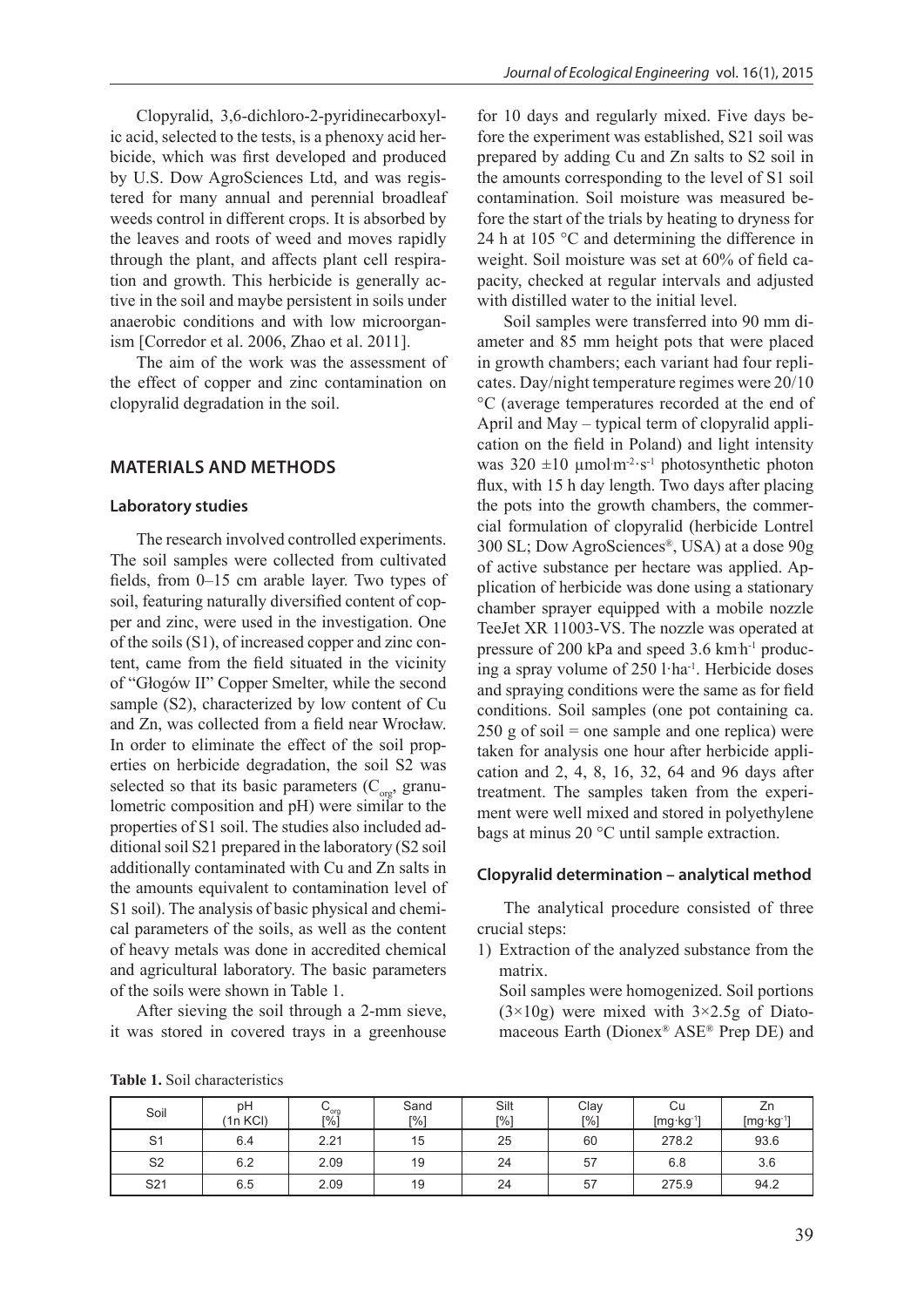Clopyralid, 3,6-dichloro-2-pyridinecarboxylic acid, selected to the tests, is a phenoxy acid herbicide, which was first developed and produced by U.S. Dow AgroSciences Ltd, and was registered for many annual and perennial broadleaf weeds control in different crops. It is absorbed by the leaves and roots of weed and moves rapidly through the plant, and affects plant cell respiration and growth. This herbicide is generally active in the soil and maybe persistent in soils under anaerobic conditions and with low microorganism [Corredor et al. 2006, Zhao et al. 2011].

The aim of the work was the assessment of the effect of copper and zinc contamination on clopyralid degradation in the soil.

## MATERIALS AND METHODS

### Laboratory studies

The research involved controlled experiments. The soil samples were collected from cultivated fields, from 0–15 cm arable layer. Two types of soil, featuring naturally diversified content of copper and zinc, were used in the investigation. One of the soils (S1), of increased copper and zinc content, came from the field situated in the vicinity of "Głogów II" Copper Smelter, while the second sample (S2), characterized by low content of Cu and Zn, was collected from a field near Wrocław. In order to eliminate the effect of the soil properties on herbicide degradation, the soil S2 was selected so that its basic parameters ($C_{org}$, granulometric composition and pH) were similar to the properties of S1 soil. The studies also included additional soil S21 prepared in the laboratory (S2 soil additionally contaminated with Cu and Zn salts in the amounts equivalent to contamination level of S1 soil). The analysis of basic physical and chemical parameters of the soils, as well as the content of heavy metals was done in accredited chemical and agricultural laboratory. The basic parameters of the soils were shown in Table 1.

After sieving the soil through a 2-mm sieve, it was stored in covered trays in a greenhouse for 10 days and regularly mixed. Five days before the experiment was established, S21 soil was prepared by adding Cu and Zn salts to S2 soil in the amounts corresponding to the level of S1 soil contamination. Soil moisture was measured before the start of the trials by heating to dryness for 24 h at 105 °C and determining the difference in weight. Soil moisture was set at 60% of field capacity, checked at regular intervals and adjusted with distilled water to the initial level.

Soil samples were transferred into 90 mm diameter and 85 mm height pots that were placed in growth chambers; each variant had four replicates. Day/night temperature regimes were 20/10 °C (average temperatures recorded at the end of April and May – typical term of clopyralid application on the field in Poland) and light intensity was 320 ±10 μmol·m$^{-2}$·s$^{-1}$ photosynthetic photon flux, with 15 h day length. Two days after placing the pots into the growth chambers, the commercial formulation of clopyralid (herbicide Lontrel 300 SL; Dow AgroSciences®, USA) at a dose 90g of active substance per hectare was applied. Application of herbicide was done using a stationary chamber sprayer equipped with a mobile nozzle TeeJet XR 11003-VS. The nozzle was operated at pressure of 200 kPa and speed 3.6 km·h$^{-1}$ producing a spray volume of 250 l·ha$^{-1}$. Herbicide doses and spraying conditions were the same as for field conditions. Soil samples (one pot containing ca. 250 g of soil = one sample and one replica) were taken for analysis one hour after herbicide application and 2, 4, 8, 16, 32, 64 and 96 days after treatment. The samples taken from the experiment were well mixed and stored in polyethylene bags at minus 20 °C until sample extraction.

### Clopyralid determination – analytical method

The analytical procedure consisted of three crucial steps:

1) Extraction of the analyzed substance from the matrix.
   Soil samples were homogenized. Soil portions (3×10g) were mixed with 3×2.5g of Diatomaceous Earth (Dionex® ASE® Prep DE) and

**Table 1.** Soil characteristics

| Soil | pH (1n KCl) | $C_{org}$ [%] | Sand [%] | Silt [%] | Clay [%] | Cu [mg·kg$^{-1}$] | Zn [mg·kg$^{-1}$] |
|---|---|---|---|---|---|---|---|
| S1 | 6.4 | 2.21 | 15 | 25 | 60 | 278.2 | 93.6 |
| S2 | 6.2 | 2.09 | 19 | 24 | 57 | 6.8 | 3.6 |
| S21 | 6.5 | 2.09 | 19 | 24 | 57 | 275.9 | 94.2 |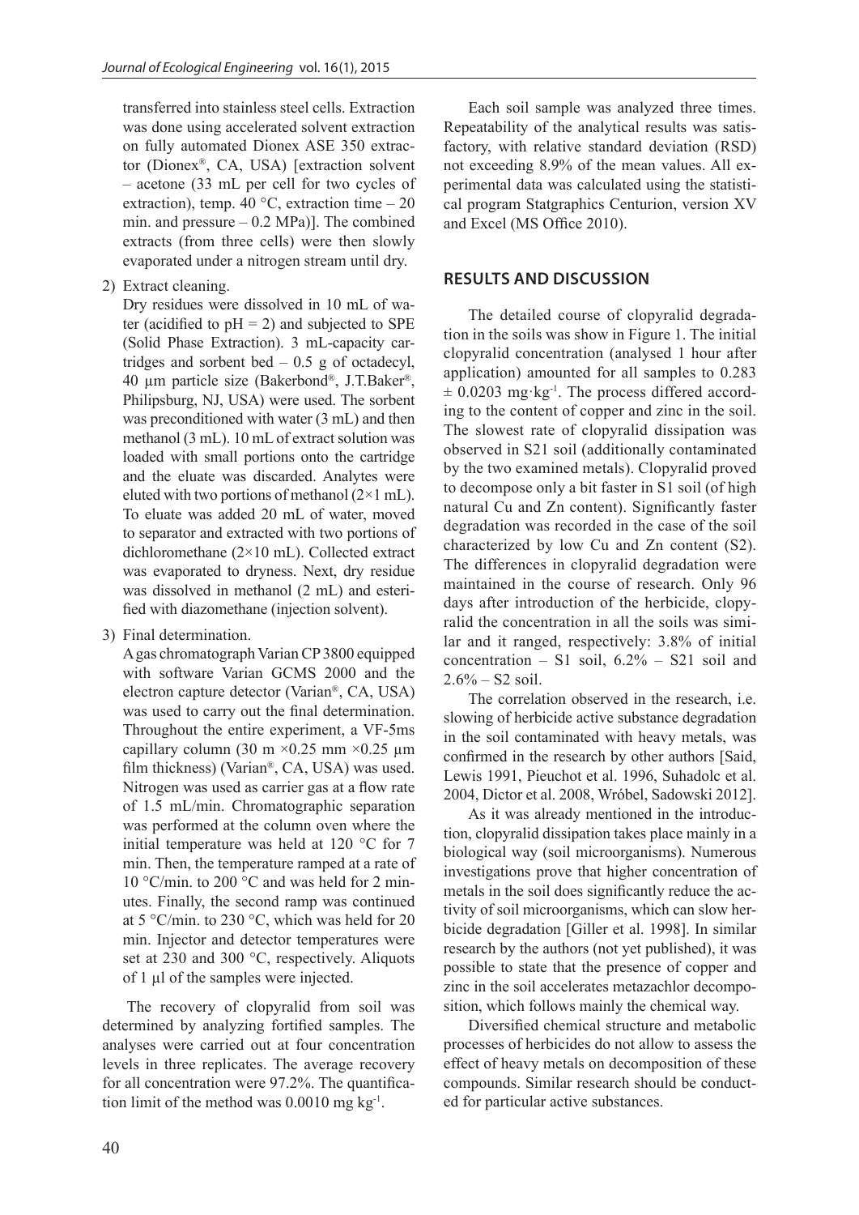transferred into stainless steel cells. Extraction was done using accelerated solvent extraction on fully automated Dionex ASE 350 extractor (Dionex®, CA, USA) [extraction solvent – acetone (33 mL per cell for two cycles of extraction), temp. 40 °C, extraction time – 20 min. and pressure – 0.2 MPa)]. The combined extracts (from three cells) were then slowly evaporated under a nitrogen stream until dry.

2) Extract cleaning.
   Dry residues were dissolved in 10 mL of water (acidified to pH = 2) and subjected to SPE (Solid Phase Extraction). 3 mL-capacity cartridges and sorbent bed – 0.5 g of octadecyl, 40 µm particle size (Bakerbond®, J.T.Baker®, Philipsburg, NJ, USA) were used. The sorbent was preconditioned with water (3 mL) and then methanol (3 mL). 10 mL of extract solution was loaded with small portions onto the cartridge and the eluate was discarded. Analytes were eluted with two portions of methanol (2×1 mL). To eluate was added 20 mL of water, moved to separator and extracted with two portions of dichloromethane (2×10 mL). Collected extract was evaporated to dryness. Next, dry residue was dissolved in methanol (2 mL) and esterified with diazomethane (injection solvent).

3) Final determination.
   A gas chromatograph Varian CP 3800 equipped with software Varian GCMS 2000 and the electron capture detector (Varian®, CA, USA) was used to carry out the final determination. Throughout the entire experiment, a VF-5ms capillary column (30 m ×0.25 mm ×0.25 µm film thickness) (Varian®, CA, USA) was used. Nitrogen was used as carrier gas at a flow rate of 1.5 mL/min. Chromatographic separation was performed at the column oven where the initial temperature was held at 120 °C for 7 min. Then, the temperature ramped at a rate of 10 °C/min. to 200 °C and was held for 2 minutes. Finally, the second ramp was continued at 5 °C/min. to 230 °C, which was held for 20 min. Injector and detector temperatures were set at 230 and 300 °C, respectively. Aliquots of 1 µl of the samples were injected.

The recovery of clopyralid from soil was determined by analyzing fortified samples. The analyses were carried out at four concentration levels in three replicates. The average recovery for all concentration were 97.2%. The quantification limit of the method was 0.0010 mg kg$^{-1}$.

Each soil sample was analyzed three times. Repeatability of the analytical results was satisfactory, with relative standard deviation (RSD) not exceeding 8.9% of the mean values. All experimental data was calculated using the statistical program Statgraphics Centurion, version XV and Excel (MS Office 2010).

## RESULTS AND DISCUSSION

The detailed course of clopyralid degradation in the soils was show in Figure 1. The initial clopyralid concentration (analysed 1 hour after application) amounted for all samples to 0.283 ± 0.0203 mg·kg$^{-1}$. The process differed according to the content of copper and zinc in the soil. The slowest rate of clopyralid dissipation was observed in S21 soil (additionally contaminated by the two examined metals). Clopyralid proved to decompose only a bit faster in S1 soil (of high natural Cu and Zn content). Significantly faster degradation was recorded in the case of the soil characterized by low Cu and Zn content (S2). The differences in clopyralid degradation were maintained in the course of research. Only 96 days after introduction of the herbicide, clopyralid the concentration in all the soils was similar and it ranged, respectively: 3.8% of initial concentration – S1 soil, 6.2% – S21 soil and 2.6% – S2 soil.

The correlation observed in the research, i.e. slowing of herbicide active substance degradation in the soil contaminated with heavy metals, was confirmed in the research by other authors [Said, Lewis 1991, Pieuchot et al. 1996, Suhadolc et al. 2004, Dictor et al. 2008, Wróbel, Sadowski 2012].

As it was already mentioned in the introduction, clopyralid dissipation takes place mainly in a biological way (soil microorganisms). Numerous investigations prove that higher concentration of metals in the soil does significantly reduce the activity of soil microorganisms, which can slow herbicide degradation [Giller et al. 1998]. In similar research by the authors (not yet published), it was possible to state that the presence of copper and zinc in the soil accelerates metazachlor decomposition, which follows mainly the chemical way.

Diversified chemical structure and metabolic processes of herbicides do not allow to assess the effect of heavy metals on decomposition of these compounds. Similar research should be conducted for particular active substances.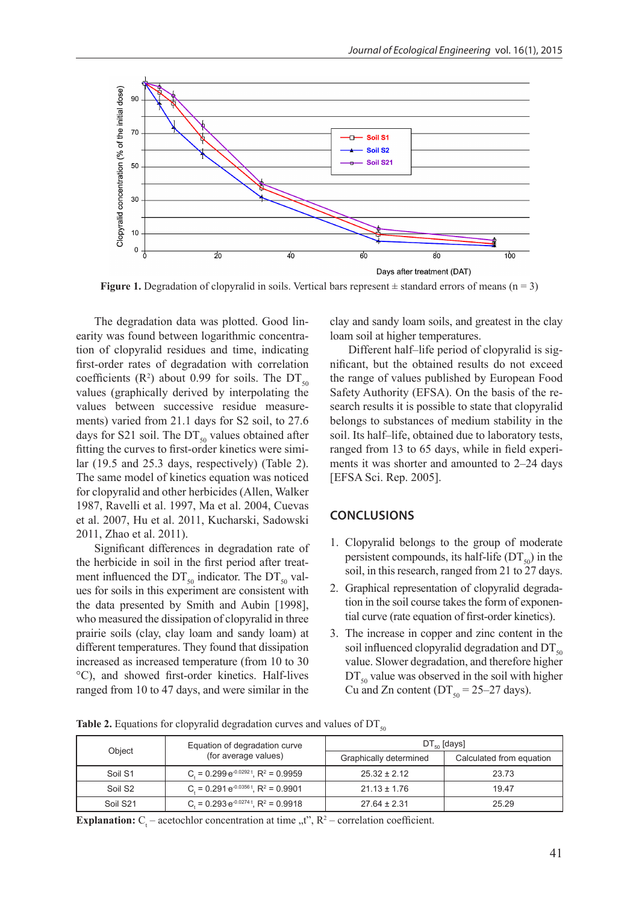**Figure 1.** Degradation of clopyralid in soils. Vertical bars represent ± standard errors of means (n = 3)

The degradation data was plotted. Good linearity was found between logarithmic concentration of clopyralid residues and time, indicating first-order rates of degradation with correlation coefficients ($R^2$) about 0.99 for soils. The $DT_{50}$ values (graphically derived by interpolating the values between successive residue measurements) varied from 21.1 days for S2 soil, to 27.6 days for S21 soil. The $DT_{50}$ values obtained after fitting the curves to first-order kinetics were similar (19.5 and 25.3 days, respectively) (Table 2). The same model of kinetics equation was noticed for clopyralid and other herbicides (Allen, Walker 1987, Ravelli et al. 1997, Ma et al. 2004, Cuevas et al. 2007, Hu et al. 2011, Kucharski, Sadowski 2011, Zhao et al. 2011).

Significant differences in degradation rate of the herbicide in soil in the first period after treatment influenced the $DT_{50}$ indicator. The $DT_{50}$ values for soils in this experiment are consistent with the data presented by Smith and Aubin [1998], who measured the dissipation of clopyralid in three prairie soils (clay, clay loam and sandy loam) at different temperatures. They found that dissipation increased as increased temperature (from 10 to 30 °C), and showed first-order kinetics. Half-lives ranged from 10 to 47 days, and were similar in the clay and sandy loam soils, and greatest in the clay loam soil at higher temperatures.

Different half–life period of clopyralid is significant, but the obtained results do not exceed the range of values published by European Food Safety Authority (EFSA). On the basis of the research results it is possible to state that clopyralid belongs to substances of medium stability in the soil. Its half–life, obtained due to laboratory tests, ranged from 13 to 65 days, while in field experiments it was shorter and amounted to 2–24 days [EFSA Sci. Rep. 2005].

## CONCLUSIONS

1. Clopyralid belongs to the group of moderate persistent compounds, its half-life ($DT_{50}$) in the soil, in this research, ranged from 21 to 27 days.
2. Graphical representation of clopyralid degradation in the soil course takes the form of exponential curve (rate equation of first-order kinetics).
3. The increase in copper and zinc content in the soil influenced clopyralid degradation and $DT_{50}$ value. Slower degradation, and therefore higher $DT_{50}$ value was observed in the soil with higher Cu and Zn content ($DT_{50}$ = 25–27 days).

**Table 2.** Equations for clopyralid degradation curves and values of $DT_{50}$

| Object | Equation of degradation curve (for average values) | $DT_{50}$ [days] | |
|---|---|---|---|
| | | Graphically determined | Calculated from equation |
| Soil S1 | $C_t = 0.299 \cdot e^{-0.0292\,t}$, $R^2 = 0.9959$ | 25.32 ± 2.12 | 23.73 |
| Soil S2 | $C_t = 0.291 \cdot e^{-0.0356\,t}$, $R^2 = 0.9901$ | 21.13 ± 1.76 | 19.47 |
| Soil S21 | $C_t = 0.293 \cdot e^{-0.0274\,t}$, $R^2 = 0.9918$ | 27.64 ± 2.31 | 25.29 |

**Explanation:** $C_t$ – acetochlor concentration at time „t", $R^2$ – correlation coefficient.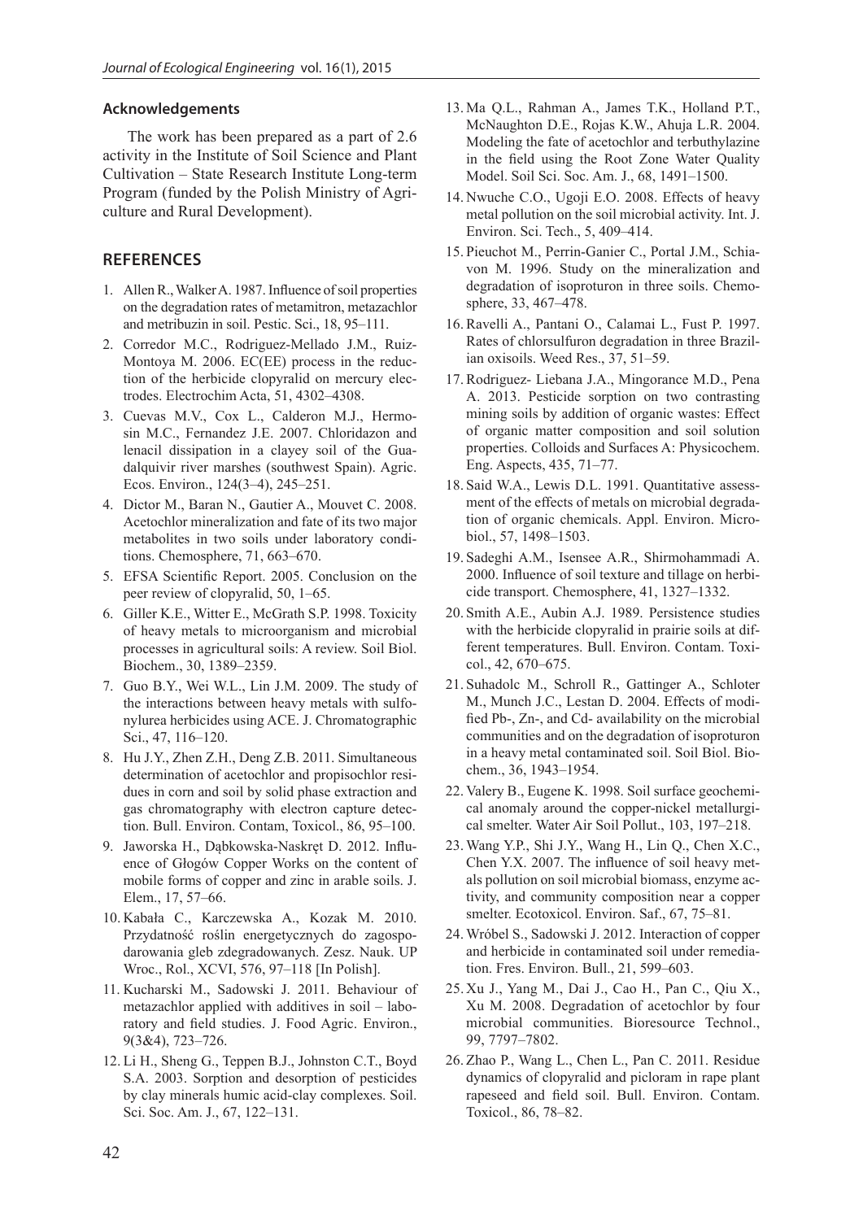### Acknowledgements

The work has been prepared as a part of 2.6 activity in the Institute of Soil Science and Plant Cultivation – State Research Institute Long-term Program (funded by the Polish Ministry of Agriculture and Rural Development).

## REFERENCES

1. Allen R., Walker A. 1987. Influence of soil properties on the degradation rates of metamitron, metazachlor and metribuzin in soil. Pestic. Sci., 18, 95–111.
2. Corredor M.C., Rodriguez-Mellado J.M., Ruiz-Montoya M. 2006. EC(EE) process in the reduction of the herbicide clopyralid on mercury electrodes. Electrochim Acta, 51, 4302–4308.
3. Cuevas M.V., Cox L., Calderon M.J., Hermosin M.C., Fernandez J.E. 2007. Chloridazon and lenacil dissipation in a clayey soil of the Guadalquivir river marshes (southwest Spain). Agric. Ecos. Environ., 124(3–4), 245–251.
4. Dictor M., Baran N., Gautier A., Mouvet C. 2008. Acetochlor mineralization and fate of its two major metabolites in two soils under laboratory conditions. Chemosphere, 71, 663–670.
5. EFSA Scientific Report. 2005. Conclusion on the peer review of clopyralid, 50, 1–65.
6. Giller K.E., Witter E., McGrath S.P. 1998. Toxicity of heavy metals to microorganism and microbial processes in agricultural soils: A review. Soil Biol. Biochem., 30, 1389–2359.
7. Guo B.Y., Wei W.L., Lin J.M. 2009. The study of the interactions between heavy metals with sulfonylurea herbicides using ACE. J. Chromatographic Sci., 47, 116–120.
8. Hu J.Y., Zhen Z.H., Deng Z.B. 2011. Simultaneous determination of acetochlor and propisochlor residues in corn and soil by solid phase extraction and gas chromatography with electron capture detection. Bull. Environ. Contam, Toxicol., 86, 95–100.
9. Jaworska H., Dąbkowska-Naskręt D. 2012. Influence of Głogów Copper Works on the content of mobile forms of copper and zinc in arable soils. J. Elem., 17, 57–66.
10. Kabała C., Karczewska A., Kozak M. 2010. Przydatność roślin energetycznych do zagospodarowania gleb zdegradowanych. Zesz. Nauk. UP Wroc., Rol., XCVI, 576, 97–118 [In Polish].
11. Kucharski M., Sadowski J. 2011. Behaviour of metazachlor applied with additives in soil – laboratory and field studies. J. Food Agric. Environ., 9(3&4), 723–726.
12. Li H., Sheng G., Teppen B.J., Johnston C.T., Boyd S.A. 2003. Sorption and desorption of pesticides by clay minerals humic acid-clay complexes. Soil. Sci. Soc. Am. J., 67, 122–131.
13. Ma Q.L., Rahman A., James T.K., Holland P.T., McNaughton D.E., Rojas K.W., Ahuja L.R. 2004. Modeling the fate of acetochlor and terbuthylazine in the field using the Root Zone Water Quality Model. Soil Sci. Soc. Am. J., 68, 1491–1500.
14. Nwuche C.O., Ugoji E.O. 2008. Effects of heavy metal pollution on the soil microbial activity. Int. J. Environ. Sci. Tech., 5, 409–414.
15. Pieuchot M., Perrin-Ganier C., Portal J.M., Schiavon M. 1996. Study on the mineralization and degradation of isoproturon in three soils. Chemosphere, 33, 467–478.
16. Ravelli A., Pantani O., Calamai L., Fust P. 1997. Rates of chlorsulfuron degradation in three Brazilian oxisoils. Weed Res., 37, 51–59.
17. Rodriguez- Liebana J.A., Mingorance M.D., Pena A. 2013. Pesticide sorption on two contrasting mining soils by addition of organic wastes: Effect of organic matter composition and soil solution properties. Colloids and Surfaces A: Physicochem. Eng. Aspects, 435, 71–77.
18. Said W.A., Lewis D.L. 1991. Quantitative assessment of the effects of metals on microbial degradation of organic chemicals. Appl. Environ. Microbiol., 57, 1498–1503.
19. Sadeghi A.M., Isensee A.R., Shirmohammadi A. 2000. Influence of soil texture and tillage on herbicide transport. Chemosphere, 41, 1327–1332.
20. Smith A.E., Aubin A.J. 1989. Persistence studies with the herbicide clopyralid in prairie soils at different temperatures. Bull. Environ. Contam. Toxicol., 42, 670–675.
21. Suhadolc M., Schroll R., Gattinger A., Schloter M., Munch J.C., Lestan D. 2004. Effects of modified Pb-, Zn-, and Cd- availability on the microbial communities and on the degradation of isoproturon in a heavy metal contaminated soil. Soil Biol. Biochem., 36, 1943–1954.
22. Valery B., Eugene K. 1998. Soil surface geochemical anomaly around the copper-nickel metallurgical smelter. Water Air Soil Pollut., 103, 197–218.
23. Wang Y.P., Shi J.Y., Wang H., Lin Q., Chen X.C., Chen Y.X. 2007. The influence of soil heavy metals pollution on soil microbial biomass, enzyme activity, and community composition near a copper smelter. Ecotoxicol. Environ. Saf., 67, 75–81.
24. Wróbel S., Sadowski J. 2012. Interaction of copper and herbicide in contaminated soil under remediation. Fres. Environ. Bull., 21, 599–603.
25. Xu J., Yang M., Dai J., Cao H., Pan C., Qiu X., Xu M. 2008. Degradation of acetochlor by four microbial communities. Bioresource Technol., 99, 7797–7802.
26. Zhao P., Wang L., Chen L., Pan C. 2011. Residue dynamics of clopyralid and picloram in rape plant rapeseed and field soil. Bull. Environ. Contam. Toxicol., 86, 78–82.